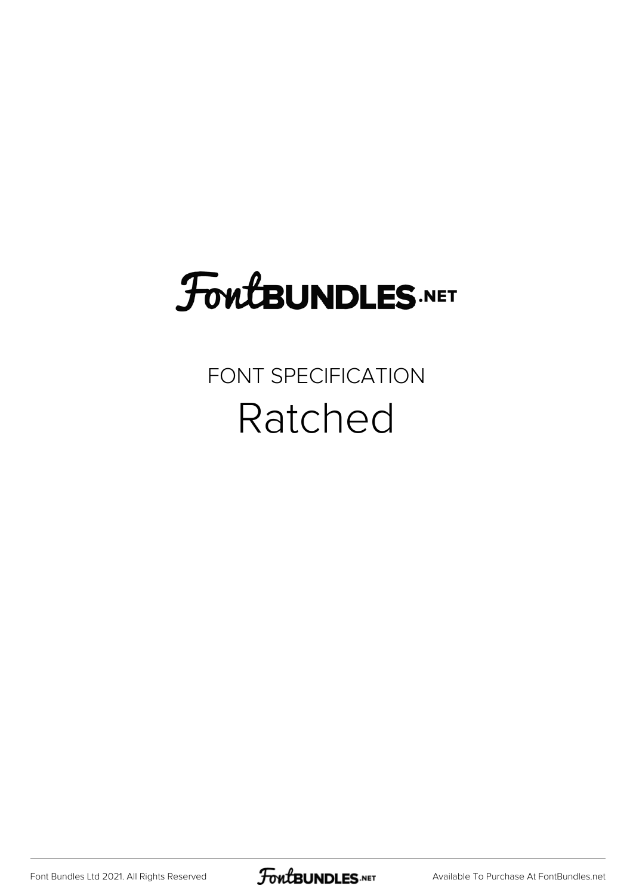FontBUNDLES.NET

FONT SPECIFICATION

# Ratched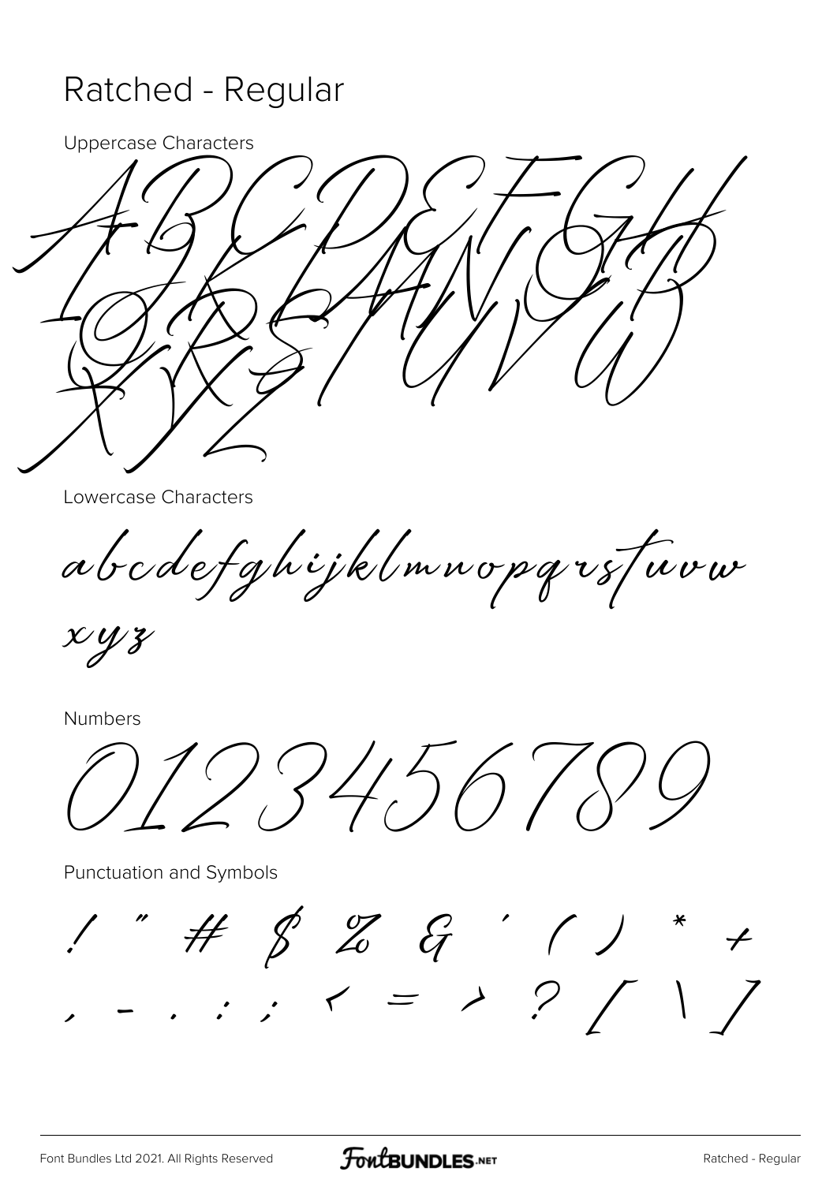# Ratched - Regular

Uppercase Characters

A B C D E F G H
I J K L M N O P
Q R S T U V W
X Y Z

Lowercase Characters

a b c d e f g h i j k l m n o p q r s t u v w
x y z

Numbers

0 1 2 3 4 5 6 7 8 9

Punctuation and Symbols

! " # $ % & ' ( ) * +
, - . : ; < = > ? [ \ ]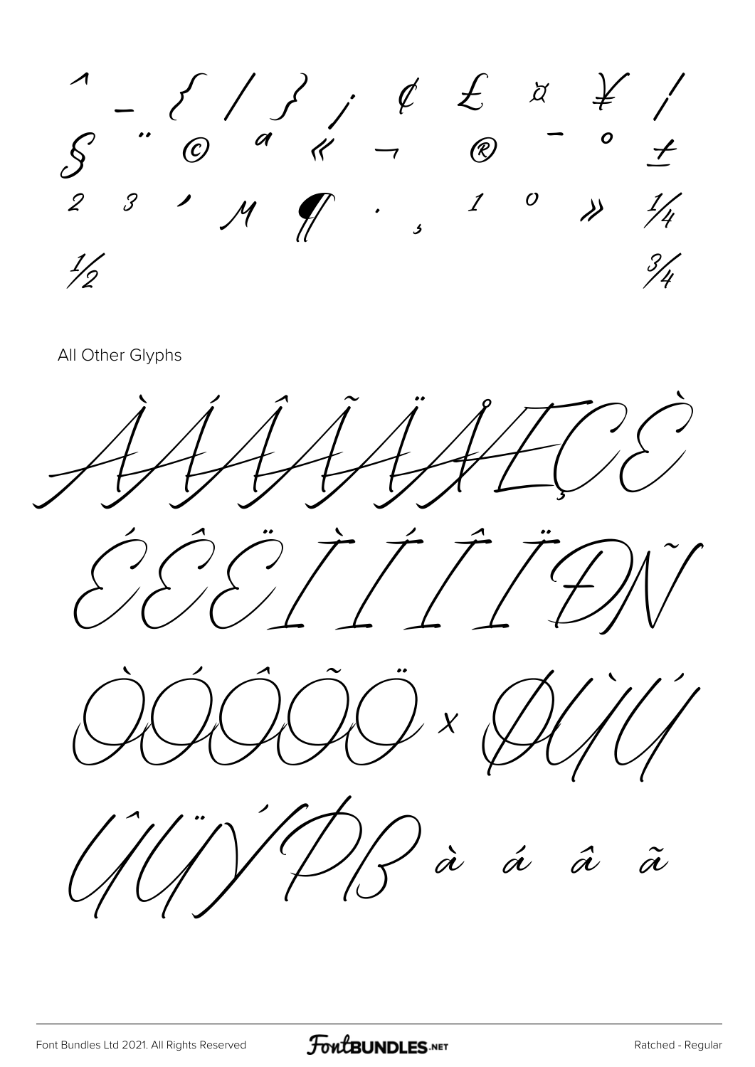^ _ { / } ¡ ¢ £ ¤ ¥ ¦
§ ¨ © ª « ¬ ® ¯ ° ±
² ³ ´ µ ¶ · ¸ ¹ º » ¼
½ ¾

All Other Glyphs

À Á Â Ã Ä Å Æ Ç È

É Ê Ë Ì Í Î Ï Ð Ñ

Ò Ó Ô Õ Ö × Ø Ù Ú

Û Ü Ý Þ ß à á â ã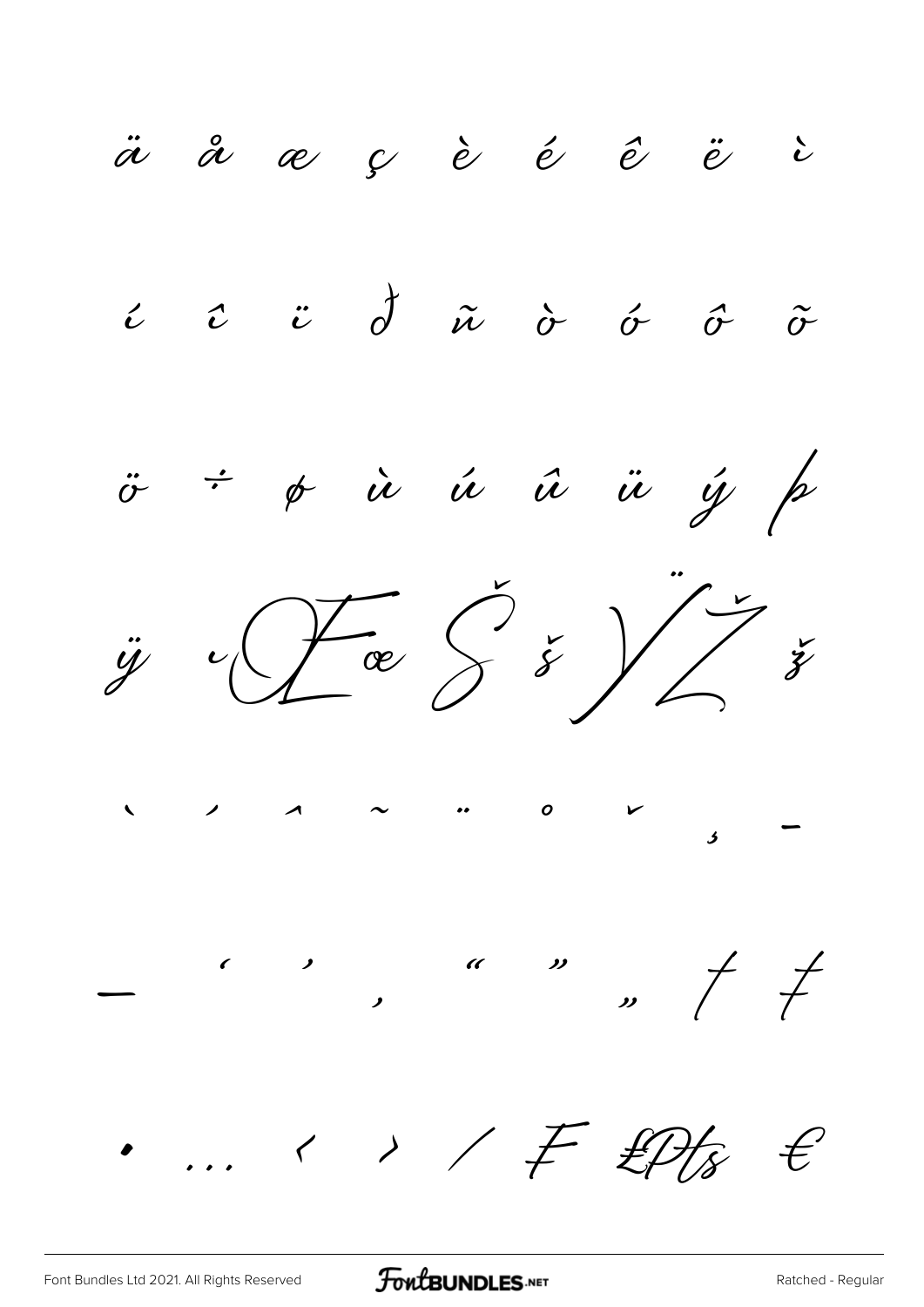ä å æ ç è é ê ë ì

í î ï ð ñ ò ó ô õ

ö ÷ ø ù ú û ü ý þ

ÿ Œ œ Š š Ÿ Ž ž

ˋ ˊ ˆ ˜ ¨ ˚ ˇ ¸ –

— ‘ ’ ‚ “ ” „ † ‡

• … ‹ › ⁄ ₣ ₤ ₧ €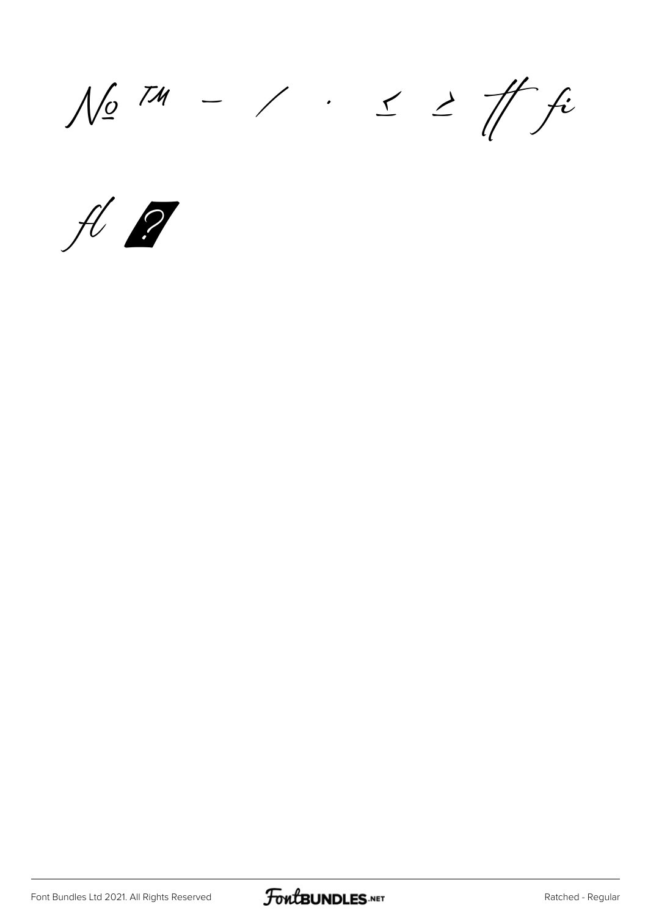№ ™ – ⁄ · ≤ ≥ ﬀ ﬁ

ﬂ �